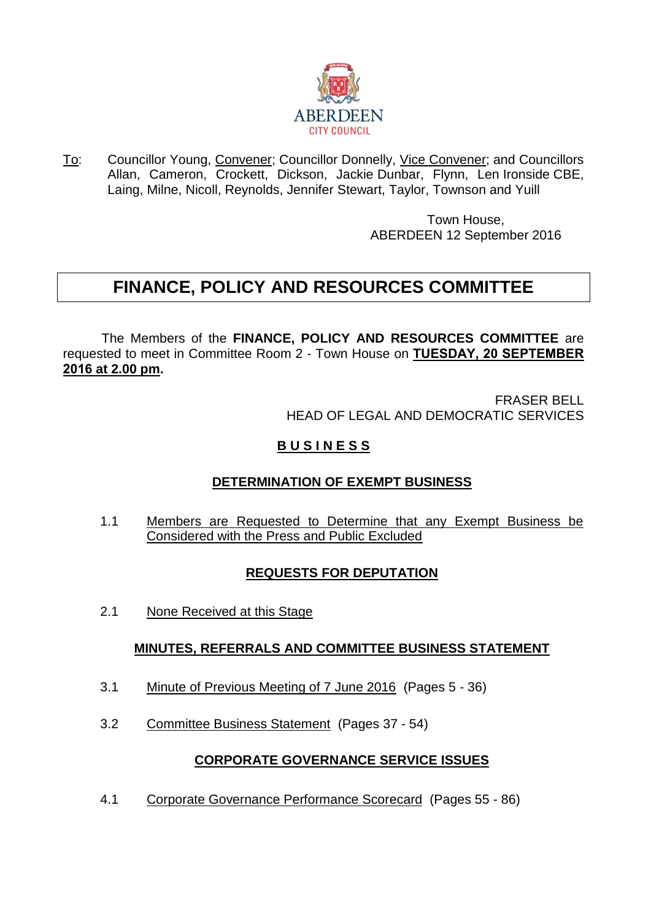ABERDEEN
CITY COUNCIL

To: Councillor Young, Convener; Councillor Donnelly, Vice Convener; and Councillors Allan, Cameron, Crockett, Dickson, Jackie Dunbar, Flynn, Len Ironside CBE, Laing, Milne, Nicoll, Reynolds, Jennifer Stewart, Taylor, Townson and Yuill

Town House,
ABERDEEN 12 September 2016

# FINANCE, POLICY AND RESOURCES COMMITTEE

The Members of the **FINANCE, POLICY AND RESOURCES COMMITTEE** are requested to meet in Committee Room 2 - Town House on **TUESDAY, 20 SEPTEMBER 2016 at 2.00 pm**.

FRASER BELL
HEAD OF LEGAL AND DEMOCRATIC SERVICES

## B U S I N E S S

### DETERMINATION OF EXEMPT BUSINESS

1.1 Members are Requested to Determine that any Exempt Business be Considered with the Press and Public Excluded

### REQUESTS FOR DEPUTATION

2.1 None Received at this Stage

### MINUTES, REFERRALS AND COMMITTEE BUSINESS STATEMENT

3.1 Minute of Previous Meeting of 7 June 2016 (Pages 5 - 36)

3.2 Committee Business Statement (Pages 37 - 54)

### CORPORATE GOVERNANCE SERVICE ISSUES

4.1 Corporate Governance Performance Scorecard (Pages 55 - 86)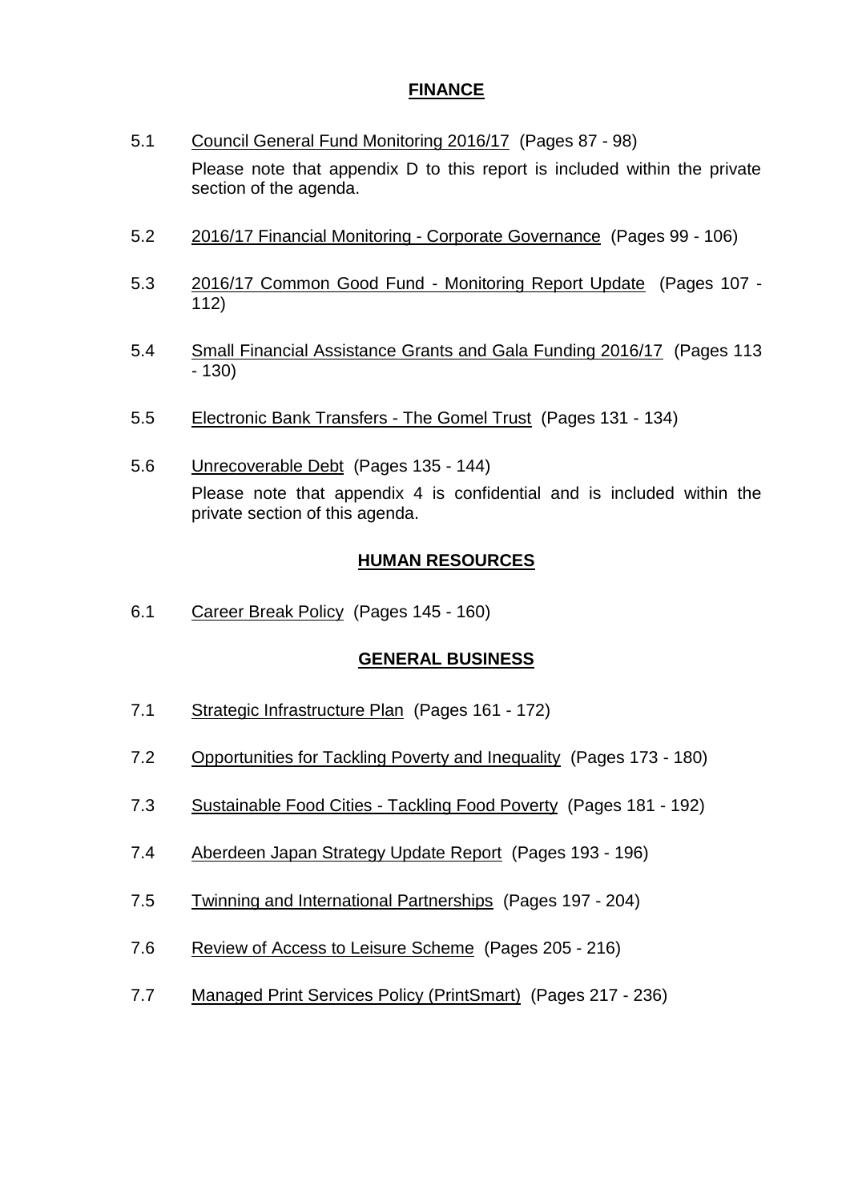## FINANCE

5.1 Council General Fund Monitoring 2016/17 (Pages 87 - 98)

Please note that appendix D to this report is included within the private section of the agenda.

5.2 2016/17 Financial Monitoring - Corporate Governance (Pages 99 - 106)

5.3 2016/17 Common Good Fund - Monitoring Report Update (Pages 107 - 112)

5.4 Small Financial Assistance Grants and Gala Funding 2016/17 (Pages 113 - 130)

5.5 Electronic Bank Transfers - The Gomel Trust (Pages 131 - 134)

5.6 Unrecoverable Debt (Pages 135 - 144)

Please note that appendix 4 is confidential and is included within the private section of this agenda.

## HUMAN RESOURCES

6.1 Career Break Policy (Pages 145 - 160)

## GENERAL BUSINESS

7.1 Strategic Infrastructure Plan (Pages 161 - 172)

7.2 Opportunities for Tackling Poverty and Inequality (Pages 173 - 180)

7.3 Sustainable Food Cities - Tackling Food Poverty (Pages 181 - 192)

7.4 Aberdeen Japan Strategy Update Report (Pages 193 - 196)

7.5 Twinning and International Partnerships (Pages 197 - 204)

7.6 Review of Access to Leisure Scheme (Pages 205 - 216)

7.7 Managed Print Services Policy (PrintSmart) (Pages 217 - 236)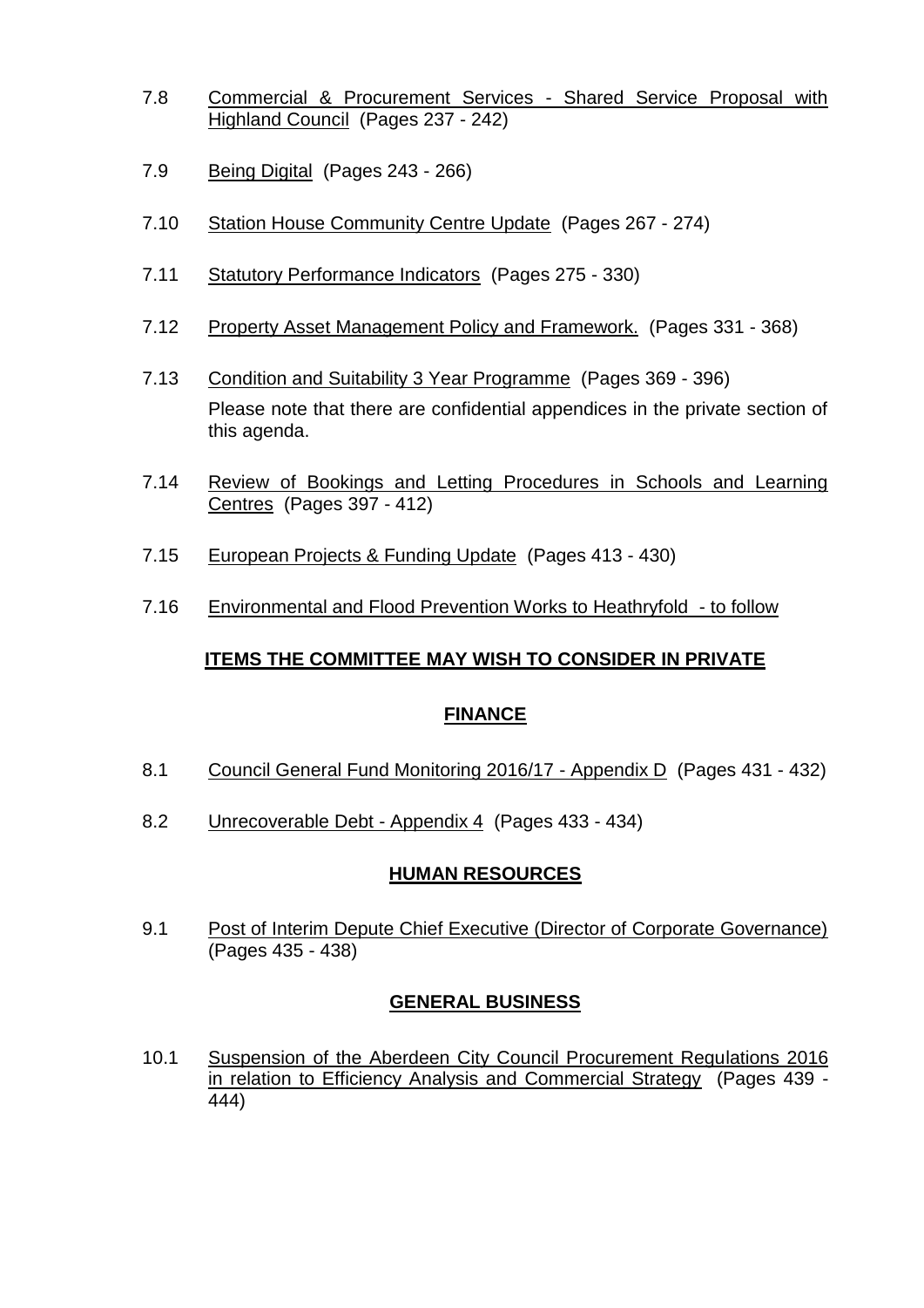7.8 Commercial & Procurement Services - Shared Service Proposal with Highland Council (Pages 237 - 242)

7.9 Being Digital (Pages 243 - 266)

7.10 Station House Community Centre Update (Pages 267 - 274)

7.11 Statutory Performance Indicators (Pages 275 - 330)

7.12 Property Asset Management Policy and Framework. (Pages 331 - 368)

7.13 Condition and Suitability 3 Year Programme (Pages 369 - 396)
Please note that there are confidential appendices in the private section of this agenda.

7.14 Review of Bookings and Letting Procedures in Schools and Learning Centres (Pages 397 - 412)

7.15 European Projects & Funding Update (Pages 413 - 430)

7.16 Environmental and Flood Prevention Works to Heathryfold - to follow

## ITEMS THE COMMITTEE MAY WISH TO CONSIDER IN PRIVATE

## FINANCE

8.1 Council General Fund Monitoring 2016/17 - Appendix D (Pages 431 - 432)

8.2 Unrecoverable Debt - Appendix 4 (Pages 433 - 434)

## HUMAN RESOURCES

9.1 Post of Interim Depute Chief Executive (Director of Corporate Governance) (Pages 435 - 438)

## GENERAL BUSINESS

10.1 Suspension of the Aberdeen City Council Procurement Regulations 2016 in relation to Efficiency Analysis and Commercial Strategy (Pages 439 - 444)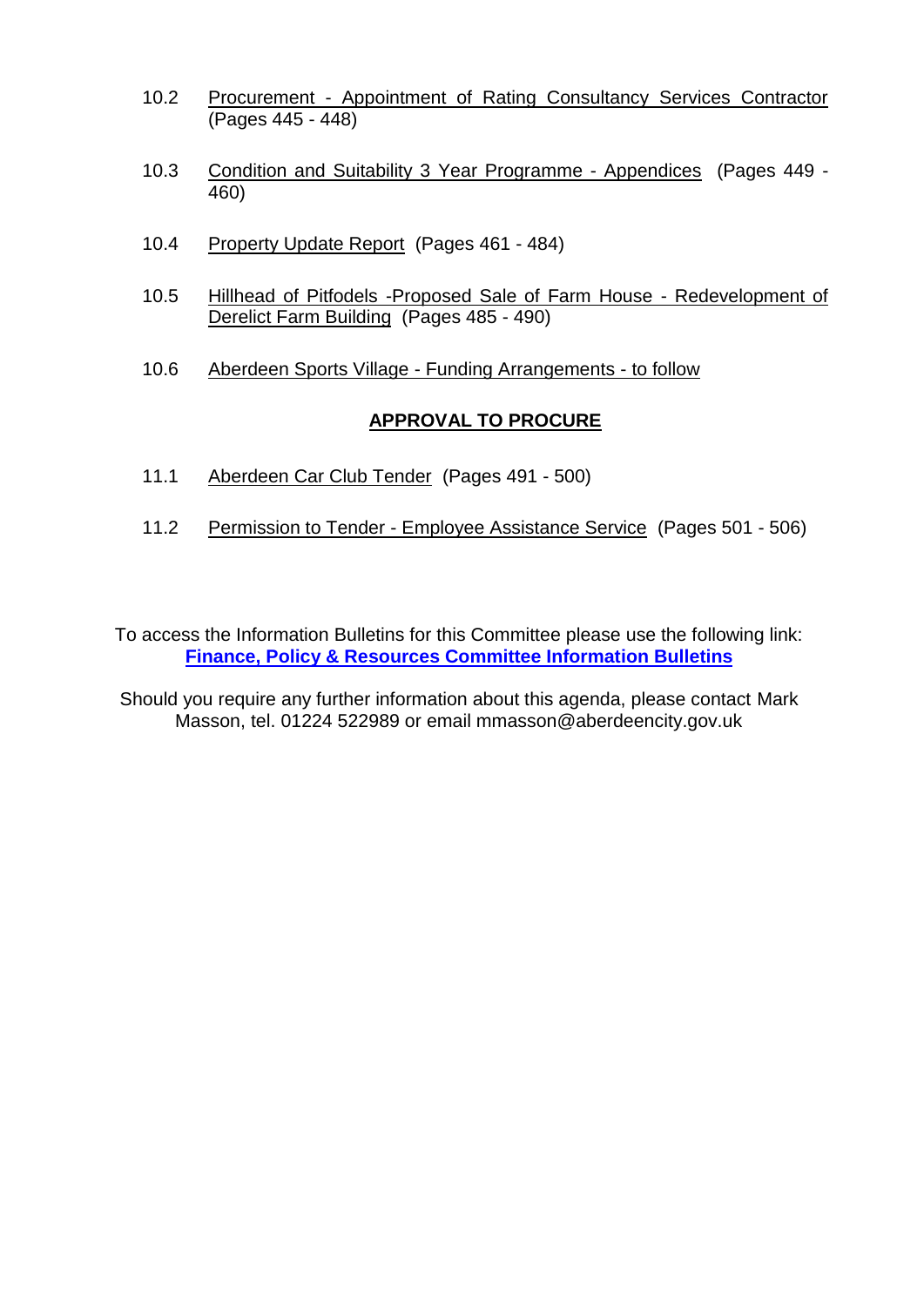10.2 Procurement - Appointment of Rating Consultancy Services Contractor (Pages 445 - 448)

10.3 Condition and Suitability 3 Year Programme - Appendices (Pages 449 - 460)

10.4 Property Update Report (Pages 461 - 484)

10.5 Hillhead of Pitfodels -Proposed Sale of Farm House - Redevelopment of Derelict Farm Building (Pages 485 - 490)

10.6 Aberdeen Sports Village - Funding Arrangements - to follow

## APPROVAL TO PROCURE

11.1 Aberdeen Car Club Tender (Pages 491 - 500)

11.2 Permission to Tender - Employee Assistance Service (Pages 501 - 506)

To access the Information Bulletins for this Committee please use the following link: **Finance, Policy & Resources Committee Information Bulletins**

Should you require any further information about this agenda, please contact Mark Masson, tel. 01224 522989 or email mmasson@aberdeencity.gov.uk